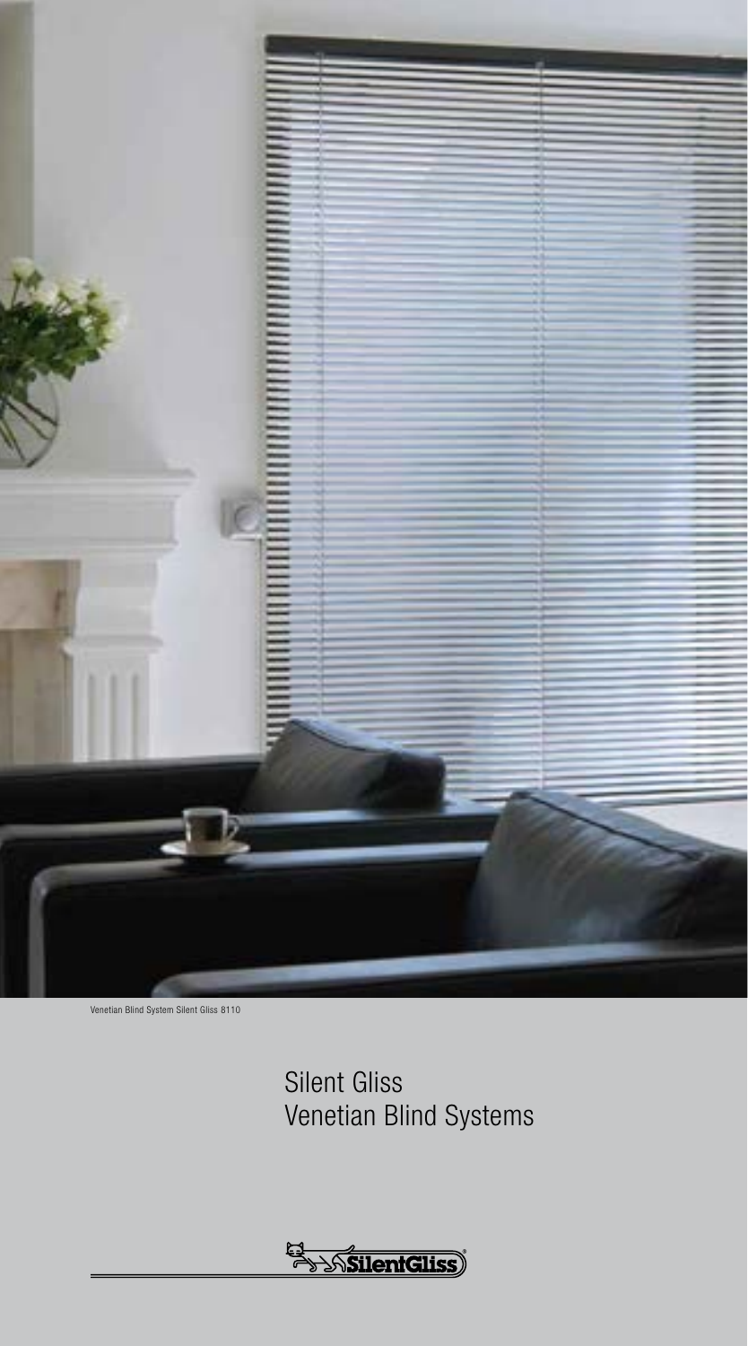Venetian Blind System Silent Gliss 8110

# Silent Gliss Venetian Blind Systems

SilentGliss®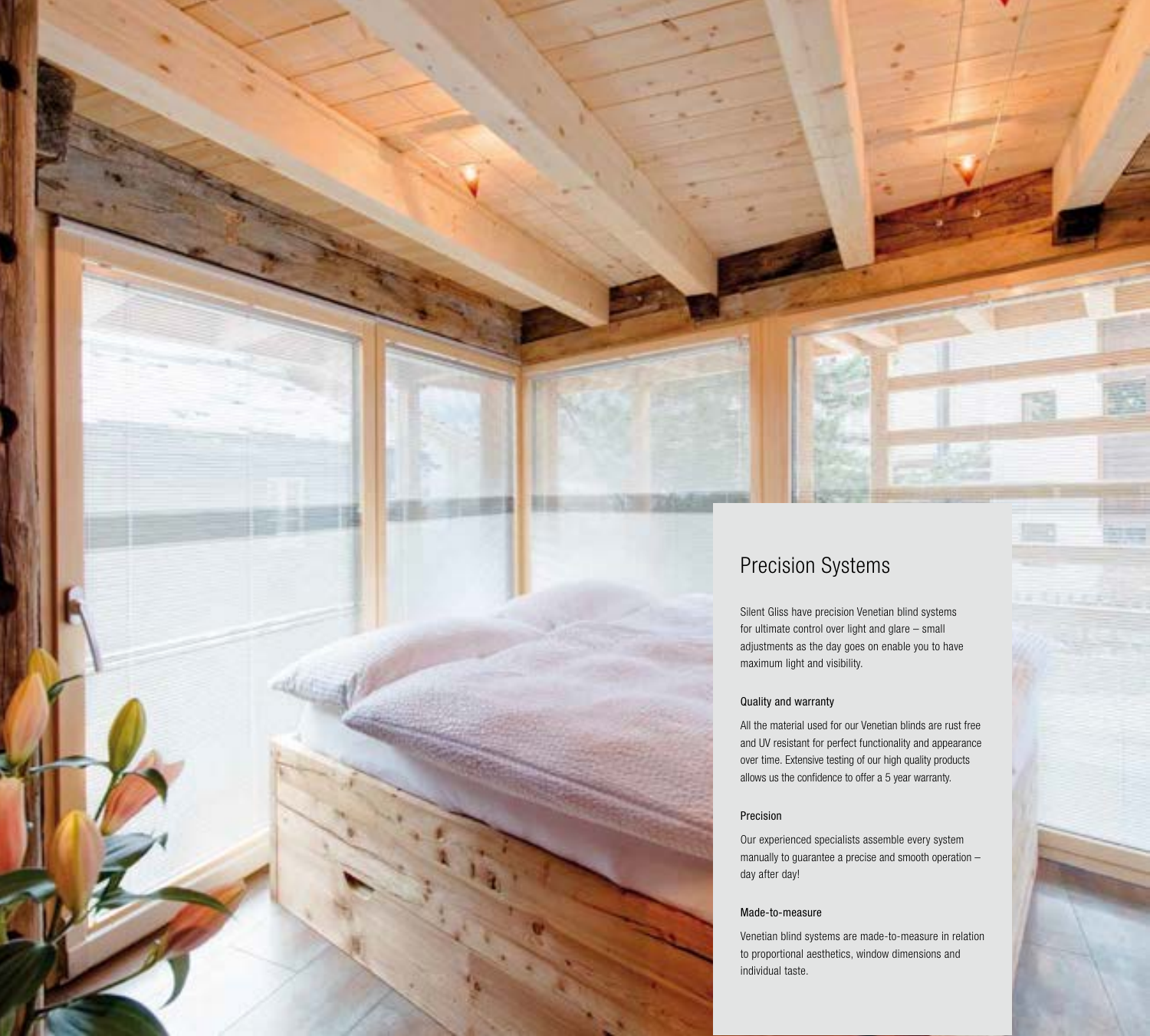## Precision Systems

Silent Gliss have precision Venetian blind systems for ultimate control over light and glare – small adjustments as the day goes on enable you to have maximum light and visibility.

### Quality and warranty

All the material used for our Venetian blinds are rust free and UV resistant for perfect functionality and appearance over time. Extensive testing of our high quality products allows us the confidence to offer a 5 year warranty.

### Precision

Our experienced specialists assemble every system manually to guarantee a precise and smooth operation – day after day!

### Made-to-measure

Venetian blind systems are made-to-measure in relation to proportional aesthetics, window dimensions and individual taste.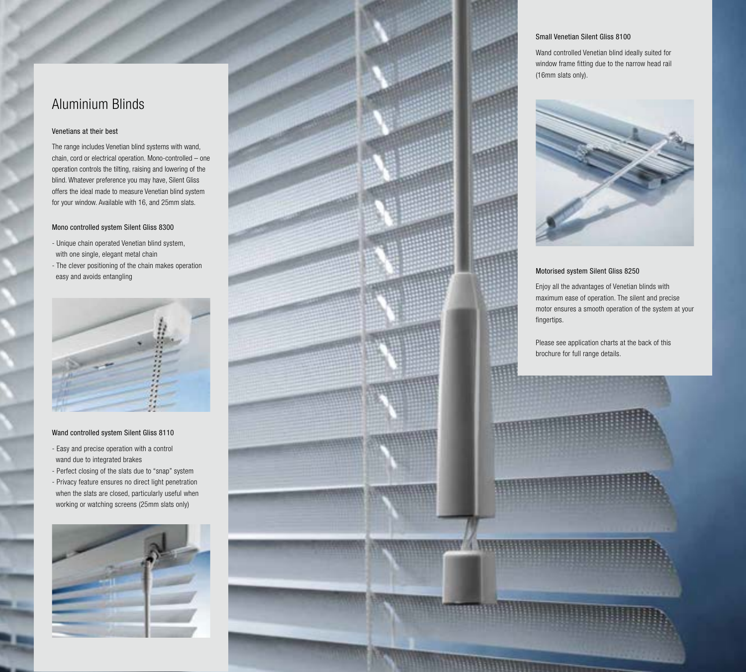# Aluminium Blinds

### Venetians at their best

The range includes Venetian blind systems with wand, chain, cord or electrical operation. Mono-controlled – one operation controls the tilting, raising and lowering of the blind. Whatever preference you may have, Silent Gliss offers the ideal made to measure Venetian blind system for your window. Available with 16, and 25mm slats.

### Mono controlled system Silent Gliss 8300

- Unique chain operated Venetian blind system, with one single, elegant metal chain
- The clever positioning of the chain makes operation easy and avoids entangling

### Wand controlled system Silent Gliss 8110

- Easy and precise operation with a control wand due to integrated brakes
- Perfect closing of the slats due to "snap" system
- Privacy feature ensures no direct light penetration when the slats are closed, particularly useful when working or watching screens (25mm slats only)

### Small Venetian Silent Gliss 8100

Wand controlled Venetian blind ideally suited for window frame fitting due to the narrow head rail (16mm slats only).

### Motorised system Silent Gliss 8250

Enjoy all the advantages of Venetian blinds with maximum ease of operation. The silent and precise motor ensures a smooth operation of the system at your fingertips.

Please see application charts at the back of this brochure for full range details.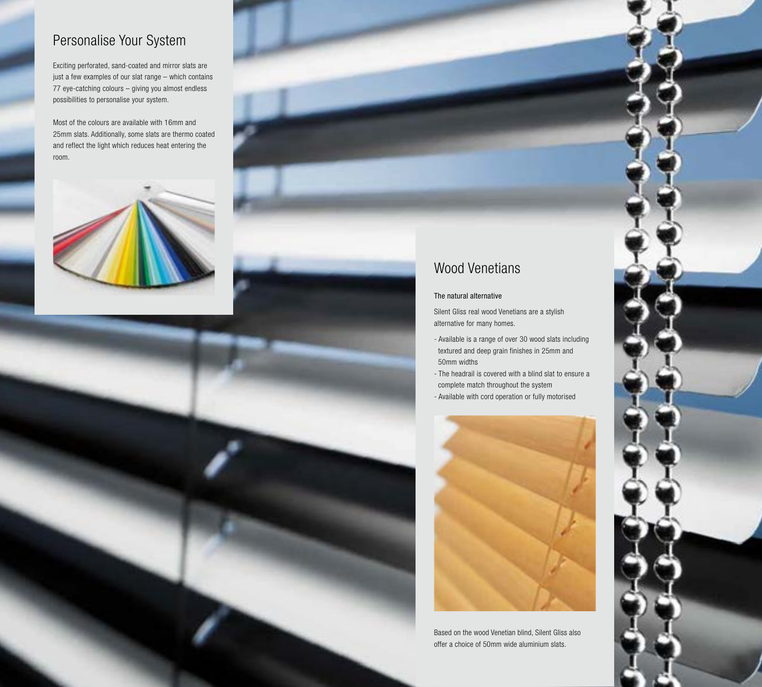## Personalise Your System

Exciting perforated, sand-coated and mirror slats are just a few examples of our slat range – which contains 77 eye-catching colours – giving you almost endless possibilities to personalise your system.

Most of the colours are available with 16mm and 25mm slats. Additionally, some slats are thermo coated and reflect the light which reduces heat entering the room.

## Wood Venetians

**The natural alternative**

Silent Gliss real wood Venetians are a stylish alternative for many homes.

- Available is a range of over 30 wood slats including textured and deep grain finishes in 25mm and 50mm widths
- The headrail is covered with a blind slat to ensure a complete match throughout the system
- Available with cord operation or fully motorised

Based on the wood Venetian blind, Silent Gliss also offer a choice of 50mm wide aluminium slats.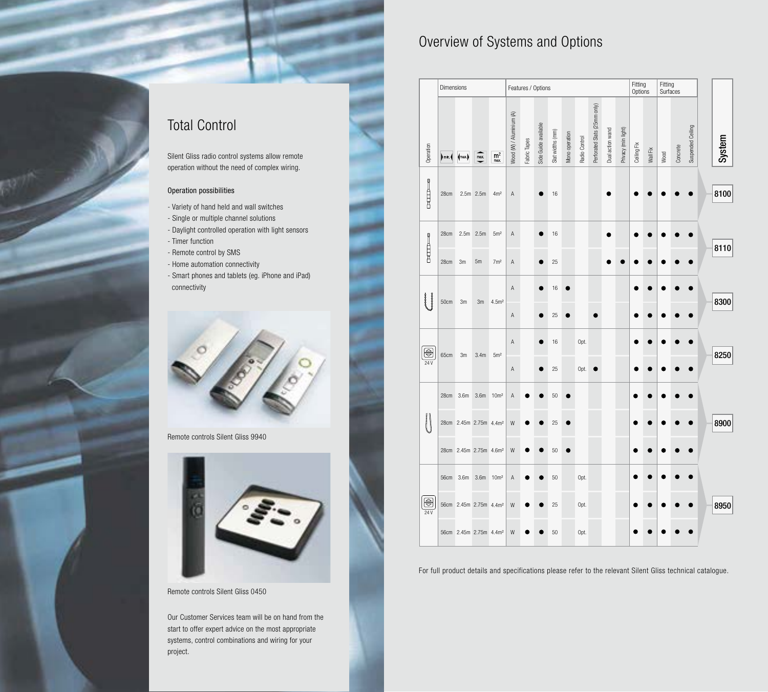## Total Control

Silent Gliss radio control systems allow remote operation without the need of complex wiring.

### Operation possibilities

- Variety of hand held and wall switches
- Single or multiple channel solutions
- Daylight controlled operation with light sensors
- Timer function
- Remote control by SMS
- Home automation connectivity
- Smart phones and tablets (eg. iPhone and iPad) connectivity

Remote controls Silent Gliss 9940

Remote controls Silent Gliss 0450

Our Customer Services team will be on hand from the start to offer expert advice on the most appropriate systems, control combinations and wiring for your project.

## Overview of Systems and Options

| Operation | Dimensions | | | | Features / Options | | | | | | | | | Fitting Options | | Fitting Surfaces | | | System |
|---|---|---|---|---|---|---|---|---|---|---|---|---|---|---|---|---|---|---|---|
| | min. | max. | max. (height) | $m^2$ max. | Wood (W) / Aluminium (A) | Fabric Tapes | Side Guide available | Slat widths (mm) | Mono operation | Radio Control | Perforated Slats (25mm only) | Dual action wand | Privacy (min light) | Ceiling Fix | Wall Fix | Wood | Concrete | Suspended Ceiling | |
| | 28cm | 2.5m | 2.5m | 4m² | A | | ● | 16 | | | | ● | | ● | ● | ● | ● | ● | 8100 |
| | 28cm | 2.5m | 2.5m | 5m² | A | | ● | 16 | | | | ● | | ● | ● | ● | ● | ● | 8110 |
| | 28cm | 3m | 5m | 7m² | A | | ● | 25 | | | | ● | ● | ● | ● | ● | ● | ● | 8110 |
| | 50cm | 3m | 3m | 4.5m² | A | | ● | 16 | ● | | | | | ● | ● | ● | ● | ● | 8300 |
| | 50cm | 3m | 3m | 4.5m² | A | | ● | 25 | ● | | ● | | | ● | ● | ● | ● | ● | 8300 |
| 24 V | 65cm | 3m | 3.4m | 5m² | A | | ● | 16 | | Opt. | | | | ● | ● | ● | ● | ● | 8250 |
| 24 V | 65cm | 3m | 3.4m | 5m² | A | | ● | 25 | | Opt. | ● | | | ● | ● | ● | ● | ● | 8250 |
| | 28cm | 3.6m | 3.6m | 10m² | A | ● | ● | 50 | ● | | | | | ● | ● | ● | ● | ● | 8900 |
| | 28cm | 2.45m | 2.75m | 4.4m² | W | ● | ● | 25 | ● | | | | | ● | ● | ● | ● | ● | 8900 |
| | 28cm | 2.45m | 2.75m | 4.6m² | W | ● | ● | 50 | ● | | | | | ● | ● | ● | ● | ● | 8900 |
| 24 V | 56cm | 3.6m | 3.6m | 10m² | A | ● | ● | 50 | | Opt. | | | | ● | ● | ● | ● | ● | 8950 |
| 24 V | 56cm | 2.45m | 2.75m | 4.4m² | W | ● | ● | 25 | | Opt. | | | | ● | ● | ● | ● | ● | 8950 |
| 24 V | 56cm | 2.45m | 2.75m | 4.4m² | W | ● | ● | 50 | | Opt. | | | | ● | ● | ● | ● | ● | 8950 |

For full product details and specifications please refer to the relevant Silent Gliss technical catalogue.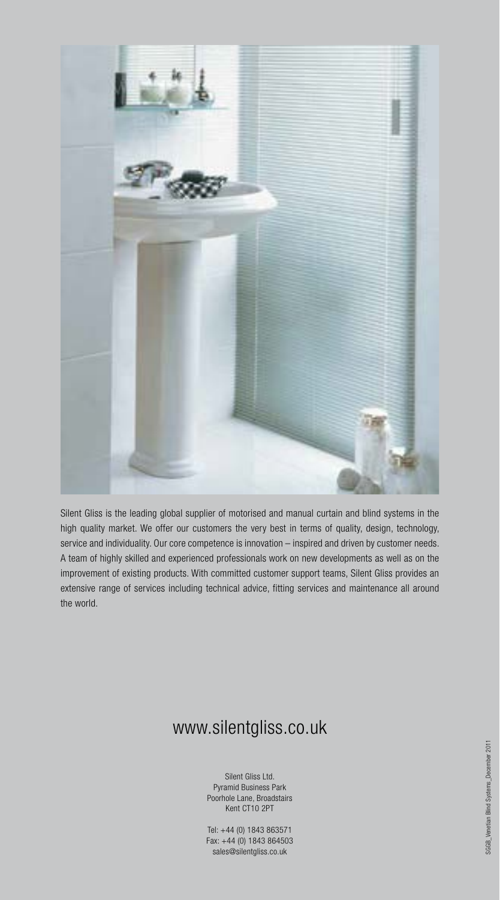Silent Gliss is the leading global supplier of motorised and manual curtain and blind systems in the high quality market. We offer our customers the very best in terms of quality, design, technology, service and individuality. Our core competence is innovation – inspired and driven by customer needs. A team of highly skilled and experienced professionals work on new developments as well as on the improvement of existing products. With committed customer support teams, Silent Gliss provides an extensive range of services including technical advice, fitting services and maintenance all around the world.

## www.silentgliss.co.uk

Silent Gliss Ltd.
Pyramid Business Park
Poorhole Lane, Broadstairs
Kent CT10 2PT

Tel: +44 (0) 1843 863571
Fax: +44 (0) 1843 864503
sales@silentgliss.co.uk

SGGB_Venetian Blind Systems_December 2011